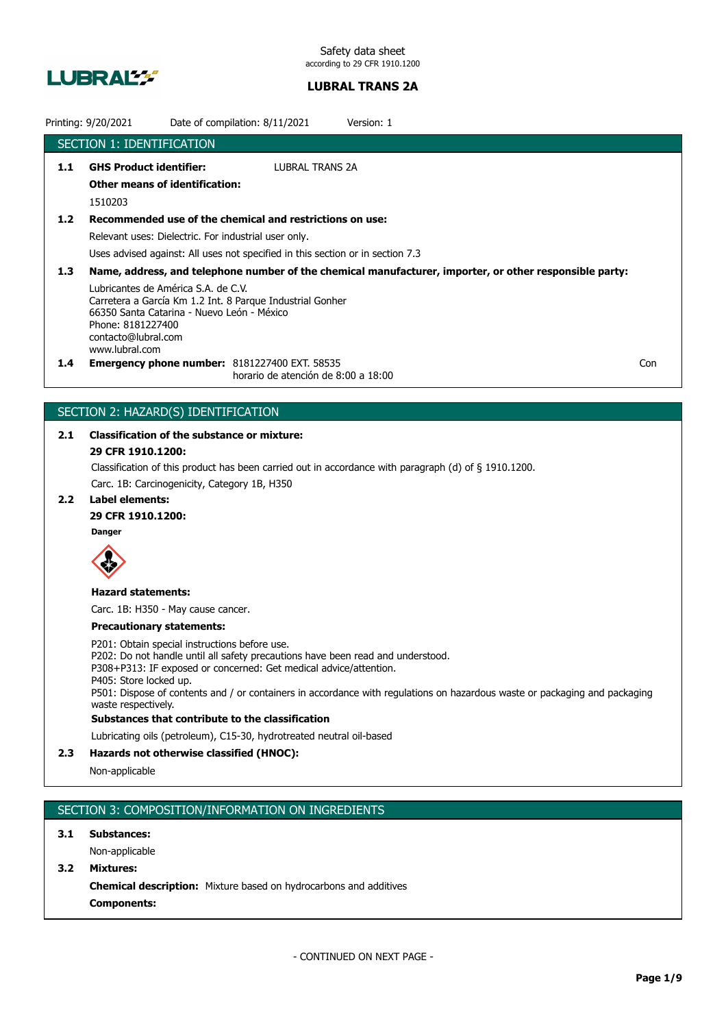Safety data sheet
according to 29 CFR 1910.1200

**LUBRAL TRANS 2A**

Printing: 9/20/2021 Date of compilation: 8/11/2021 Version: 1

## SECTION 1: IDENTIFICATION

**1.1 GHS Product identifier:** LUBRAL TRANS 2A

**Other means of identification:**

1510203

**1.2 Recommended use of the chemical and restrictions on use:**

Relevant uses: Dielectric. For industrial user only.

Uses advised against: All uses not specified in this section or in section 7.3

**1.3 Name, address, and telephone number of the chemical manufacturer, importer, or other responsible party:**

Lubricantes de América S.A. de C.V.
Carretera a García Km 1.2 Int. 8 Parque Industrial Gonher
66350 Santa Catarina - Nuevo León - México
Phone: 8181227400
contacto@lubral.com
www.lubral.com

**1.4 Emergency phone number:** 8181227400 EXT. 58535
horario de atención de 8:00 a 18:00 Con

## SECTION 2: HAZARD(S) IDENTIFICATION

**2.1 Classification of the substance or mixture:**

**29 CFR 1910.1200:**

Classification of this product has been carried out in accordance with paragraph (d) of § 1910.1200.

Carc. 1B: Carcinogenicity, Category 1B, H350

**2.2 Label elements:**

**29 CFR 1910.1200:**

**Danger**

**Hazard statements:**

Carc. 1B: H350 - May cause cancer.

**Precautionary statements:**

P201: Obtain special instructions before use.
P202: Do not handle until all safety precautions have been read and understood.
P308+P313: IF exposed or concerned: Get medical advice/attention.
P405: Store locked up.
P501: Dispose of contents and / or containers in accordance with regulations on hazardous waste or packaging and packaging waste respectively.

**Substances that contribute to the classification**

Lubricating oils (petroleum), C15-30, hydrotreated neutral oil-based

**2.3 Hazards not otherwise classified (HNOC):**

Non-applicable

## SECTION 3: COMPOSITION/INFORMATION ON INGREDIENTS

**3.1 Substances:**

Non-applicable

**3.2 Mixtures:**

**Chemical description:** Mixture based on hydrocarbons and additives

**Components:**

- CONTINUED ON NEXT PAGE -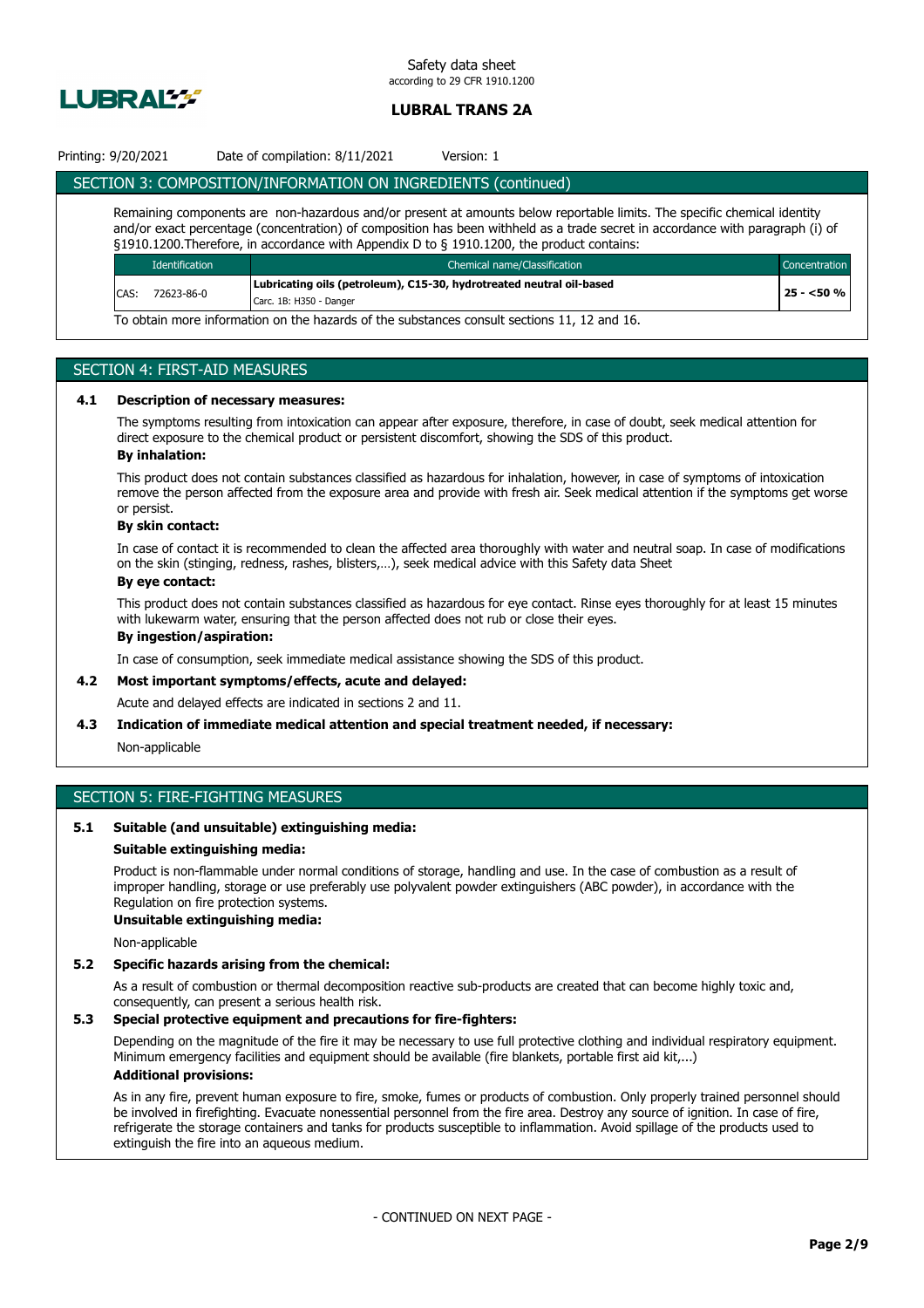## SECTION 3: COMPOSITION/INFORMATION ON INGREDIENTS (continued)

Remaining components are non-hazardous and/or present at amounts below reportable limits. The specific chemical identity and/or exact percentage (concentration) of composition has been withheld as a trade secret in accordance with paragraph (i) of §1910.1200.Therefore, in accordance with Appendix D to § 1910.1200, the product contains:

| Identification | Chemical name/Classification | Concentration |
|---|---|---|
| CAS: 72623-86-0 | **Lubricating oils (petroleum), C15-30, hydrotreated neutral oil-based**<br>Carc. 1B: H350 - Danger | **25 - <50 %** |

To obtain more information on the hazards of the substances consult sections 11, 12 and 16.

## SECTION 4: FIRST-AID MEASURES

### 4.1 Description of necessary measures:

The symptoms resulting from intoxication can appear after exposure, therefore, in case of doubt, seek medical attention for direct exposure to the chemical product or persistent discomfort, showing the SDS of this product.

**By inhalation:**

This product does not contain substances classified as hazardous for inhalation, however, in case of symptoms of intoxication remove the person affected from the exposure area and provide with fresh air. Seek medical attention if the symptoms get worse or persist.

**By skin contact:**

In case of contact it is recommended to clean the affected area thoroughly with water and neutral soap. In case of modifications on the skin (stinging, redness, rashes, blisters,…), seek medical advice with this Safety data Sheet

**By eye contact:**

This product does not contain substances classified as hazardous for eye contact. Rinse eyes thoroughly for at least 15 minutes with lukewarm water, ensuring that the person affected does not rub or close their eyes.

**By ingestion/aspiration:**

In case of consumption, seek immediate medical assistance showing the SDS of this product.

### 4.2 Most important symptoms/effects, acute and delayed:

Acute and delayed effects are indicated in sections 2 and 11.

### 4.3 Indication of immediate medical attention and special treatment needed, if necessary:

Non-applicable

## SECTION 5: FIRE-FIGHTING MEASURES

### 5.1 Suitable (and unsuitable) extinguishing media:

**Suitable extinguishing media:**

Product is non-flammable under normal conditions of storage, handling and use. In the case of combustion as a result of improper handling, storage or use preferably use polyvalent powder extinguishers (ABC powder), in accordance with the Regulation on fire protection systems.

**Unsuitable extinguishing media:**

Non-applicable

### 5.2 Specific hazards arising from the chemical:

As a result of combustion or thermal decomposition reactive sub-products are created that can become highly toxic and, consequently, can present a serious health risk.

### 5.3 Special protective equipment and precautions for fire-fighters:

Depending on the magnitude of the fire it may be necessary to use full protective clothing and individual respiratory equipment. Minimum emergency facilities and equipment should be available (fire blankets, portable first aid kit,...)

**Additional provisions:**

As in any fire, prevent human exposure to fire, smoke, fumes or products of combustion. Only properly trained personnel should be involved in firefighting. Evacuate nonessential personnel from the fire area. Destroy any source of ignition. In case of fire, refrigerate the storage containers and tanks for products susceptible to inflammation. Avoid spillage of the products used to extinguish the fire into an aqueous medium.

- CONTINUED ON NEXT PAGE -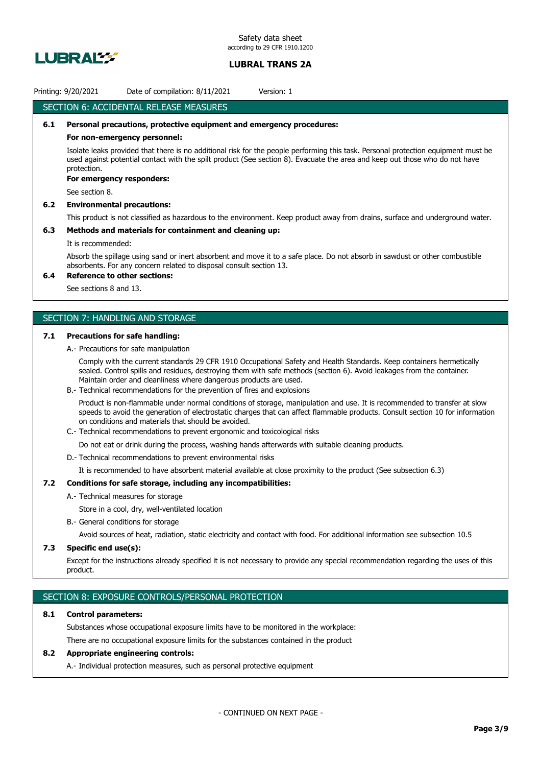## SECTION 6: ACCIDENTAL RELEASE MEASURES

**6.1 Personal precautions, protective equipment and emergency procedures:**

**For non-emergency personnel:**

Isolate leaks provided that there is no additional risk for the people performing this task. Personal protection equipment must be used against potential contact with the spilt product (See section 8). Evacuate the area and keep out those who do not have protection.

**For emergency responders:**

See section 8.

**6.2 Environmental precautions:**

This product is not classified as hazardous to the environment. Keep product away from drains, surface and underground water.

**6.3 Methods and materials for containment and cleaning up:**

It is recommended:

Absorb the spillage using sand or inert absorbent and move it to a safe place. Do not absorb in sawdust or other combustible absorbents. For any concern related to disposal consult section 13.

**6.4 Reference to other sections:**

See sections 8 and 13.

## SECTION 7: HANDLING AND STORAGE

**7.1 Precautions for safe handling:**

A.- Precautions for safe manipulation

Comply with the current standards 29 CFR 1910 Occupational Safety and Health Standards. Keep containers hermetically sealed. Control spills and residues, destroying them with safe methods (section 6). Avoid leakages from the container. Maintain order and cleanliness where dangerous products are used.

B.- Technical recommendations for the prevention of fires and explosions

Product is non-flammable under normal conditions of storage, manipulation and use. It is recommended to transfer at slow speeds to avoid the generation of electrostatic charges that can affect flammable products. Consult section 10 for information on conditions and materials that should be avoided.

C.- Technical recommendations to prevent ergonomic and toxicological risks

Do not eat or drink during the process, washing hands afterwards with suitable cleaning products.

D.- Technical recommendations to prevent environmental risks

It is recommended to have absorbent material available at close proximity to the product (See subsection 6.3)

**7.2 Conditions for safe storage, including any incompatibilities:**

A.- Technical measures for storage

Store in a cool, dry, well-ventilated location

B.- General conditions for storage

Avoid sources of heat, radiation, static electricity and contact with food. For additional information see subsection 10.5

**7.3 Specific end use(s):**

Except for the instructions already specified it is not necessary to provide any special recommendation regarding the uses of this product.

## SECTION 8: EXPOSURE CONTROLS/PERSONAL PROTECTION

**8.1 Control parameters:**

Substances whose occupational exposure limits have to be monitored in the workplace:

There are no occupational exposure limits for the substances contained in the product

**8.2 Appropriate engineering controls:**

A.- Individual protection measures, such as personal protective equipment

- CONTINUED ON NEXT PAGE -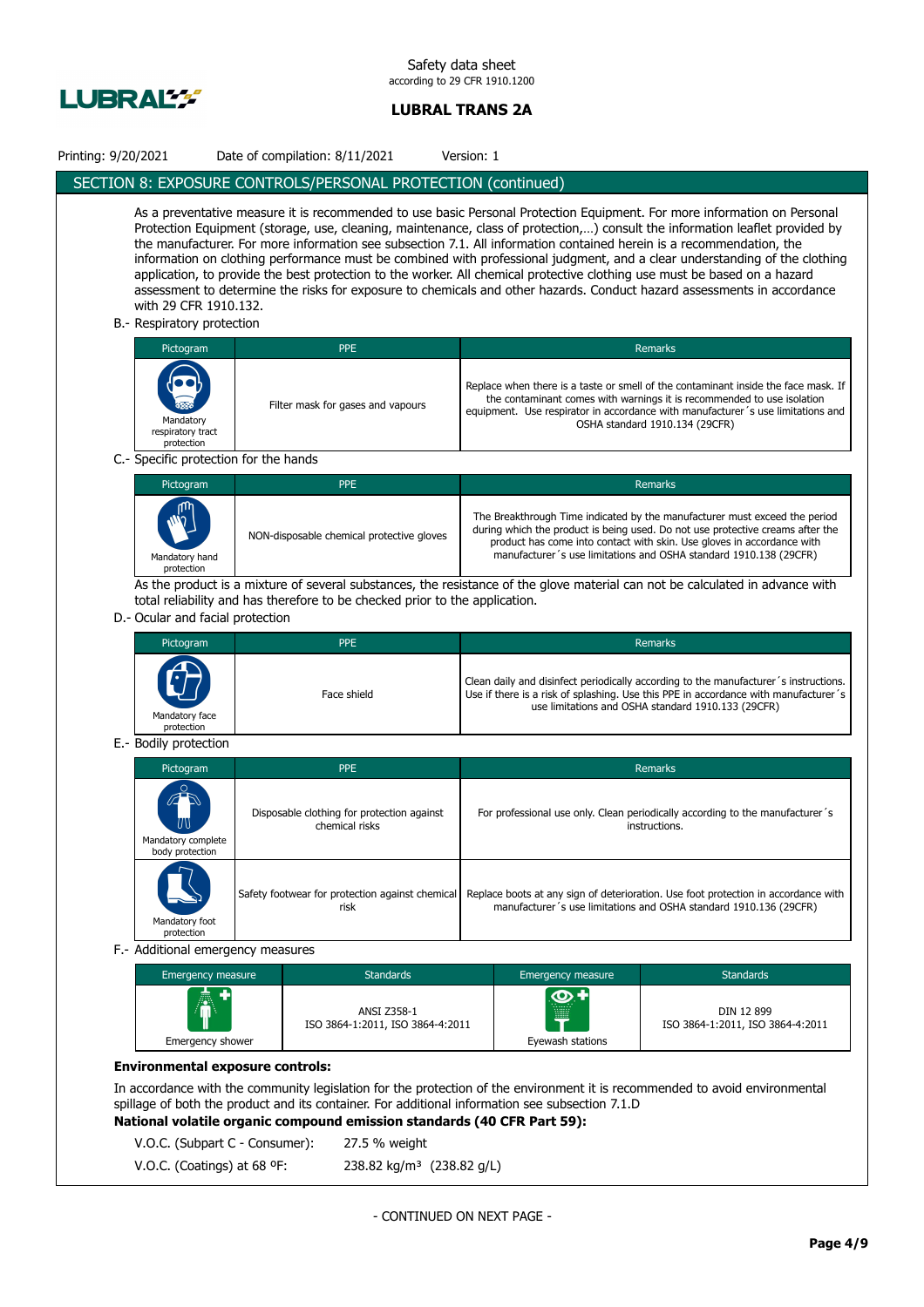## SECTION 8: EXPOSURE CONTROLS/PERSONAL PROTECTION (continued)

As a preventative measure it is recommended to use basic Personal Protection Equipment. For more information on Personal Protection Equipment (storage, use, cleaning, maintenance, class of protection,…) consult the information leaflet provided by the manufacturer. For more information see subsection 7.1. All information contained herein is a recommendation, the information on clothing performance must be combined with professional judgment, and a clear understanding of the clothing application, to provide the best protection to the worker. All chemical protective clothing use must be based on a hazard assessment to determine the risks for exposure to chemicals and other hazards. Conduct hazard assessments in accordance with 29 CFR 1910.132.

B.- Respiratory protection

| Pictogram | PPE | Remarks |
|---|---|---|
| Mandatory respiratory tract protection | Filter mask for gases and vapours | Replace when there is a taste or smell of the contaminant inside the face mask. If the contaminant comes with warnings it is recommended to use isolation equipment. Use respirator in accordance with manufacturer´s use limitations and OSHA standard 1910.134 (29CFR) |

C.- Specific protection for the hands

| Pictogram | PPE | Remarks |
|---|---|---|
| Mandatory hand protection | NON-disposable chemical protective gloves | The Breakthrough Time indicated by the manufacturer must exceed the period during which the product is being used. Do not use protective creams after the product has come into contact with skin. Use gloves in accordance with manufacturer´s use limitations and OSHA standard 1910.138 (29CFR) |

As the product is a mixture of several substances, the resistance of the glove material can not be calculated in advance with total reliability and has therefore to be checked prior to the application.

D.- Ocular and facial protection

| Pictogram | PPE | Remarks |
|---|---|---|
| Mandatory face protection | Face shield | Clean daily and disinfect periodically according to the manufacturer´s instructions. Use if there is a risk of splashing. Use this PPE in accordance with manufacturer´s use limitations and OSHA standard 1910.133 (29CFR) |

E.- Bodily protection

| Pictogram | PPE | Remarks |
|---|---|---|
| Mandatory complete body protection | Disposable clothing for protection against chemical risks | For professional use only. Clean periodically according to the manufacturer´s instructions. |
| Mandatory foot protection | Safety footwear for protection against chemical risk | Replace boots at any sign of deterioration. Use foot protection in accordance with manufacturer´s use limitations and OSHA standard 1910.136 (29CFR) |

F.- Additional emergency measures

| Emergency measure | Standards | Emergency measure | Standards |
|---|---|---|---|
| Emergency shower | ANSI Z358-1<br>ISO 3864-1:2011, ISO 3864-4:2011 | Eyewash stations | DIN 12 899<br>ISO 3864-1:2011, ISO 3864-4:2011 |

**Environmental exposure controls:**

In accordance with the community legislation for the protection of the environment it is recommended to avoid environmental spillage of both the product and its container. For additional information see subsection 7.1.D

**National volatile organic compound emission standards (40 CFR Part 59):**

V.O.C. (Subpart C - Consumer): 27.5 % weight

V.O.C. (Coatings) at 68 ºF: 238.82 kg/m³ (238.82 g/L)

- CONTINUED ON NEXT PAGE -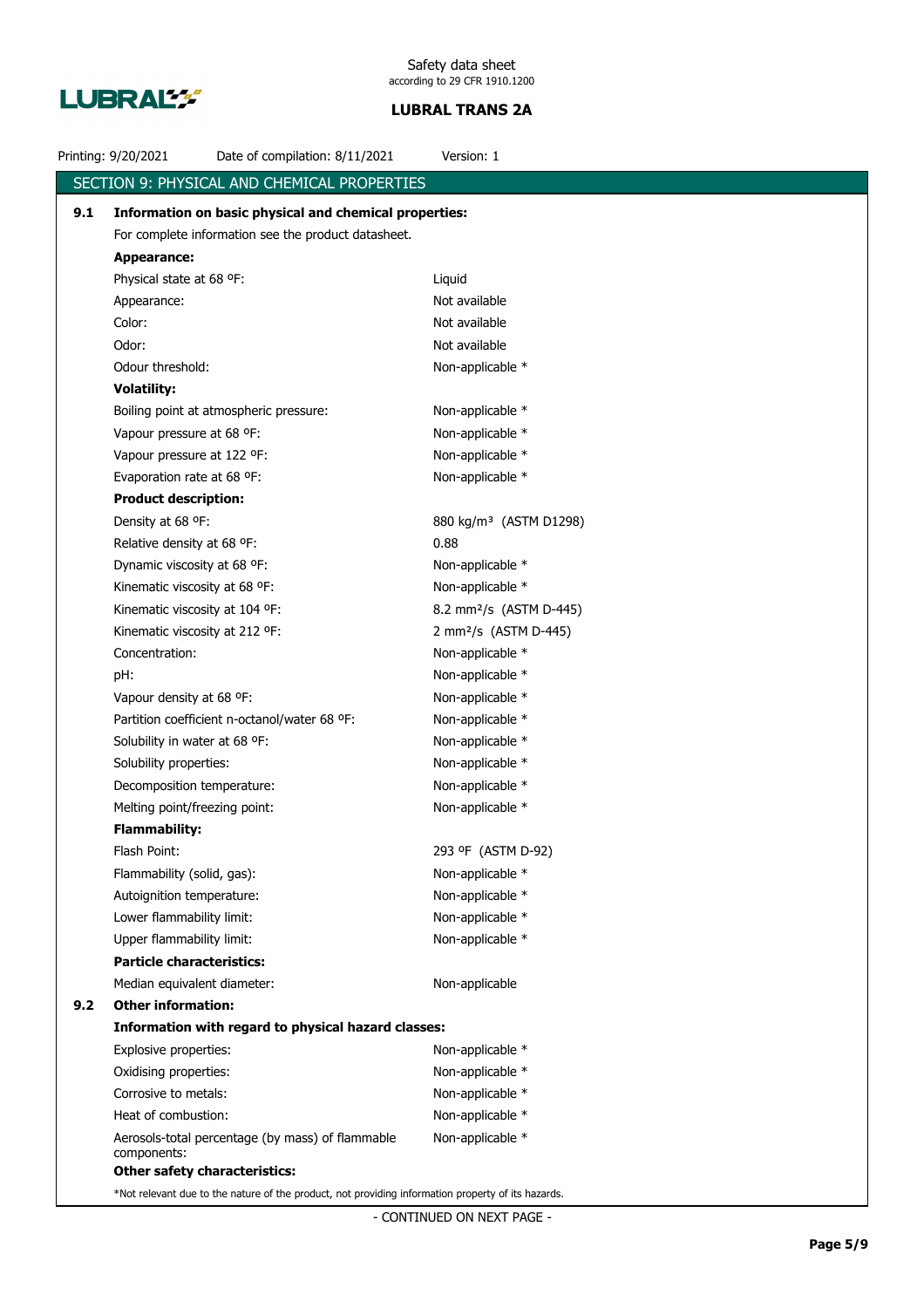## SECTION 9: PHYSICAL AND CHEMICAL PROPERTIES

**9.1 Information on basic physical and chemical properties:**

For complete information see the product datasheet.

**Appearance:**

| | |
|---|---|
| Physical state at 68 ºF: | Liquid |
| Appearance: | Not available |
| Color: | Not available |
| Odor: | Not available |
| Odour threshold: | Non-applicable * |

**Volatility:**

| | |
|---|---|
| Boiling point at atmospheric pressure: | Non-applicable * |
| Vapour pressure at 68 ºF: | Non-applicable * |
| Vapour pressure at 122 ºF: | Non-applicable * |
| Evaporation rate at 68 ºF: | Non-applicable * |

**Product description:**

| | |
|---|---|
| Density at 68 ºF: | 880 kg/m³ (ASTM D1298) |
| Relative density at 68 ºF: | 0.88 |
| Dynamic viscosity at 68 ºF: | Non-applicable * |
| Kinematic viscosity at 68 ºF: | Non-applicable * |
| Kinematic viscosity at 104 ºF: | 8.2 mm²/s (ASTM D-445) |
| Kinematic viscosity at 212 ºF: | 2 mm²/s (ASTM D-445) |
| Concentration: | Non-applicable * |
| pH: | Non-applicable * |
| Vapour density at 68 ºF: | Non-applicable * |
| Partition coefficient n-octanol/water 68 ºF: | Non-applicable * |
| Solubility in water at 68 ºF: | Non-applicable * |
| Solubility properties: | Non-applicable * |
| Decomposition temperature: | Non-applicable * |
| Melting point/freezing point: | Non-applicable * |

**Flammability:**

| | |
|---|---|
| Flash Point: | 293 ºF (ASTM D-92) |
| Flammability (solid, gas): | Non-applicable * |
| Autoignition temperature: | Non-applicable * |
| Lower flammability limit: | Non-applicable * |
| Upper flammability limit: | Non-applicable * |

**Particle characteristics:**

| | |
|---|---|
| Median equivalent diameter: | Non-applicable |

**9.2 Other information:**

**Information with regard to physical hazard classes:**

| | |
|---|---|
| Explosive properties: | Non-applicable * |
| Oxidising properties: | Non-applicable * |
| Corrosive to metals: | Non-applicable * |
| Heat of combustion: | Non-applicable * |
| Aerosols-total percentage (by mass) of flammable components: | Non-applicable * |

**Other safety characteristics:**

*Not relevant due to the nature of the product, not providing information property of its hazards.

- CONTINUED ON NEXT PAGE -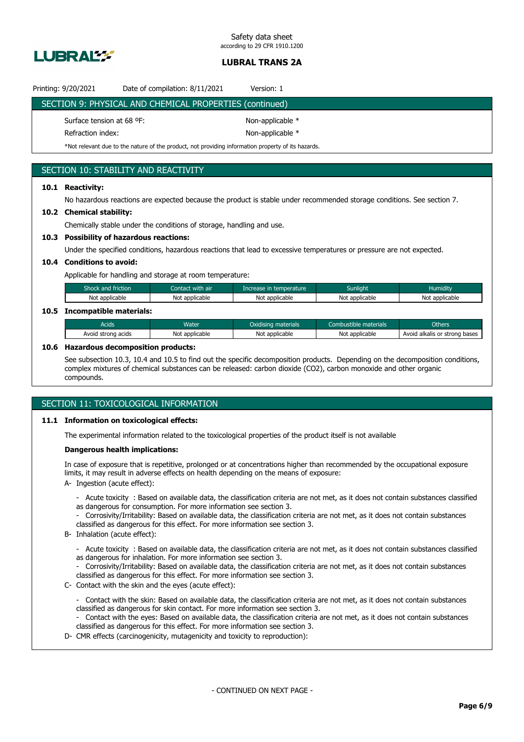## SECTION 9: PHYSICAL AND CHEMICAL PROPERTIES (continued)

Surface tension at 68 ºF: Non-applicable *

Refraction index: Non-applicable *

*Not relevant due to the nature of the product, not providing information property of its hazards.

## SECTION 10: STABILITY AND REACTIVITY

### 10.1 Reactivity:

No hazardous reactions are expected because the product is stable under recommended storage conditions. See section 7.

### 10.2 Chemical stability:

Chemically stable under the conditions of storage, handling and use.

### 10.3 Possibility of hazardous reactions:

Under the specified conditions, hazardous reactions that lead to excessive temperatures or pressure are not expected.

### 10.4 Conditions to avoid:

Applicable for handling and storage at room temperature:

| Shock and friction | Contact with air | Increase in temperature | Sunlight | Humidity |
|---|---|---|---|---|
| Not applicable | Not applicable | Not applicable | Not applicable | Not applicable |

### 10.5 Incompatible materials:

| Acids | Water | Oxidising materials | Combustible materials | Others |
|---|---|---|---|---|
| Avoid strong acids | Not applicable | Not applicable | Not applicable | Avoid alkalis or strong bases |

### 10.6 Hazardous decomposition products:

See subsection 10.3, 10.4 and 10.5 to find out the specific decomposition products. Depending on the decomposition conditions, complex mixtures of chemical substances can be released: carbon dioxide ($CO_2$), carbon monoxide and other organic compounds.

## SECTION 11: TOXICOLOGICAL INFORMATION

### 11.1 Information on toxicological effects:

The experimental information related to the toxicological properties of the product itself is not available

**Dangerous health implications:**

In case of exposure that is repetitive, prolonged or at concentrations higher than recommended by the occupational exposure limits, it may result in adverse effects on health depending on the means of exposure:

A- Ingestion (acute effect):

- Acute toxicity : Based on available data, the classification criteria are not met, as it does not contain substances classified as dangerous for consumption. For more information see section 3.
- Corrosivity/Irritability: Based on available data, the classification criteria are not met, as it does not contain substances classified as dangerous for this effect. For more information see section 3.

B- Inhalation (acute effect):

- Acute toxicity : Based on available data, the classification criteria are not met, as it does not contain substances classified as dangerous for inhalation. For more information see section 3.
- Corrosivity/Irritability: Based on available data, the classification criteria are not met, as it does not contain substances classified as dangerous for this effect. For more information see section 3.

C- Contact with the skin and the eyes (acute effect):

- Contact with the skin: Based on available data, the classification criteria are not met, as it does not contain substances classified as dangerous for skin contact. For more information see section 3.
- Contact with the eyes: Based on available data, the classification criteria are not met, as it does not contain substances classified as dangerous for this effect. For more information see section 3.

D- CMR effects (carcinogenicity, mutagenicity and toxicity to reproduction):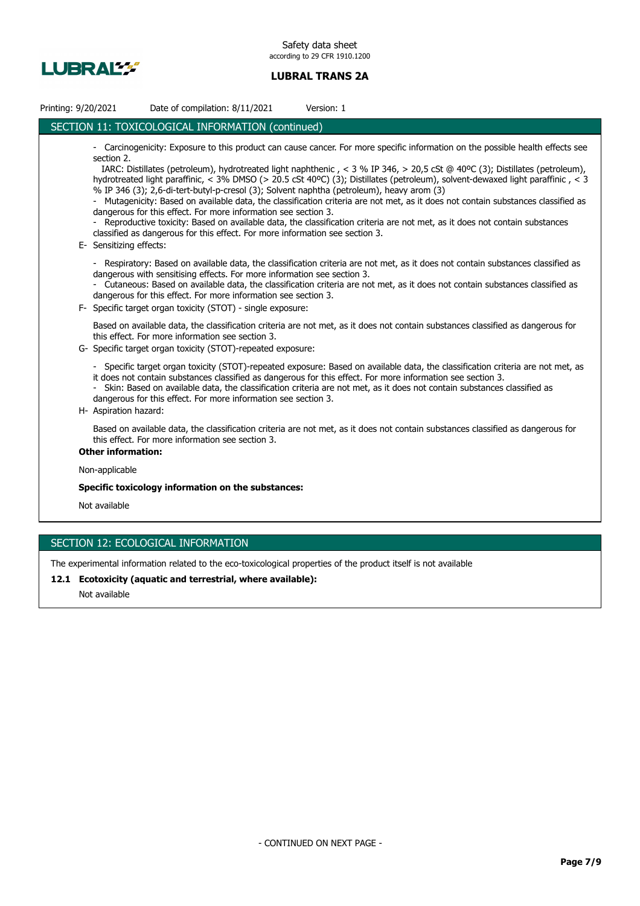## SECTION 11: TOXICOLOGICAL INFORMATION (continued)

- Carcinogenicity: Exposure to this product can cause cancer. For more specific information on the possible health effects see section 2.
  IARC: Distillates (petroleum), hydrotreated light naphthenic , < 3 % IP 346, > 20,5 cSt @ 40ºC (3); Distillates (petroleum), hydrotreated light paraffinic, < 3% DMSO (> 20.5 cSt 40ºC) (3); Distillates (petroleum), solvent-dewaxed light paraffinic , < 3 % IP 346 (3); 2,6-di-tert-butyl-p-cresol (3); Solvent naphtha (petroleum), heavy arom (3)
- Mutagenicity: Based on available data, the classification criteria are not met, as it does not contain substances classified as dangerous for this effect. For more information see section 3.
- Reproductive toxicity: Based on available data, the classification criteria are not met, as it does not contain substances classified as dangerous for this effect. For more information see section 3.

E- Sensitizing effects:

- Respiratory: Based on available data, the classification criteria are not met, as it does not contain substances classified as dangerous with sensitising effects. For more information see section 3.
- Cutaneous: Based on available data, the classification criteria are not met, as it does not contain substances classified as dangerous for this effect. For more information see section 3.

F- Specific target organ toxicity (STOT) - single exposure:

Based on available data, the classification criteria are not met, as it does not contain substances classified as dangerous for this effect. For more information see section 3.

G- Specific target organ toxicity (STOT)-repeated exposure:

- Specific target organ toxicity (STOT)-repeated exposure: Based on available data, the classification criteria are not met, as it does not contain substances classified as dangerous for this effect. For more information see section 3.
- Skin: Based on available data, the classification criteria are not met, as it does not contain substances classified as dangerous for this effect. For more information see section 3.

H- Aspiration hazard:

Based on available data, the classification criteria are not met, as it does not contain substances classified as dangerous for this effect. For more information see section 3.

**Other information:**

Non-applicable

**Specific toxicology information on the substances:**

Not available

## SECTION 12: ECOLOGICAL INFORMATION

The experimental information related to the eco-toxicological properties of the product itself is not available

**12.1 Ecotoxicity (aquatic and terrestrial, where available):**

Not available

- CONTINUED ON NEXT PAGE -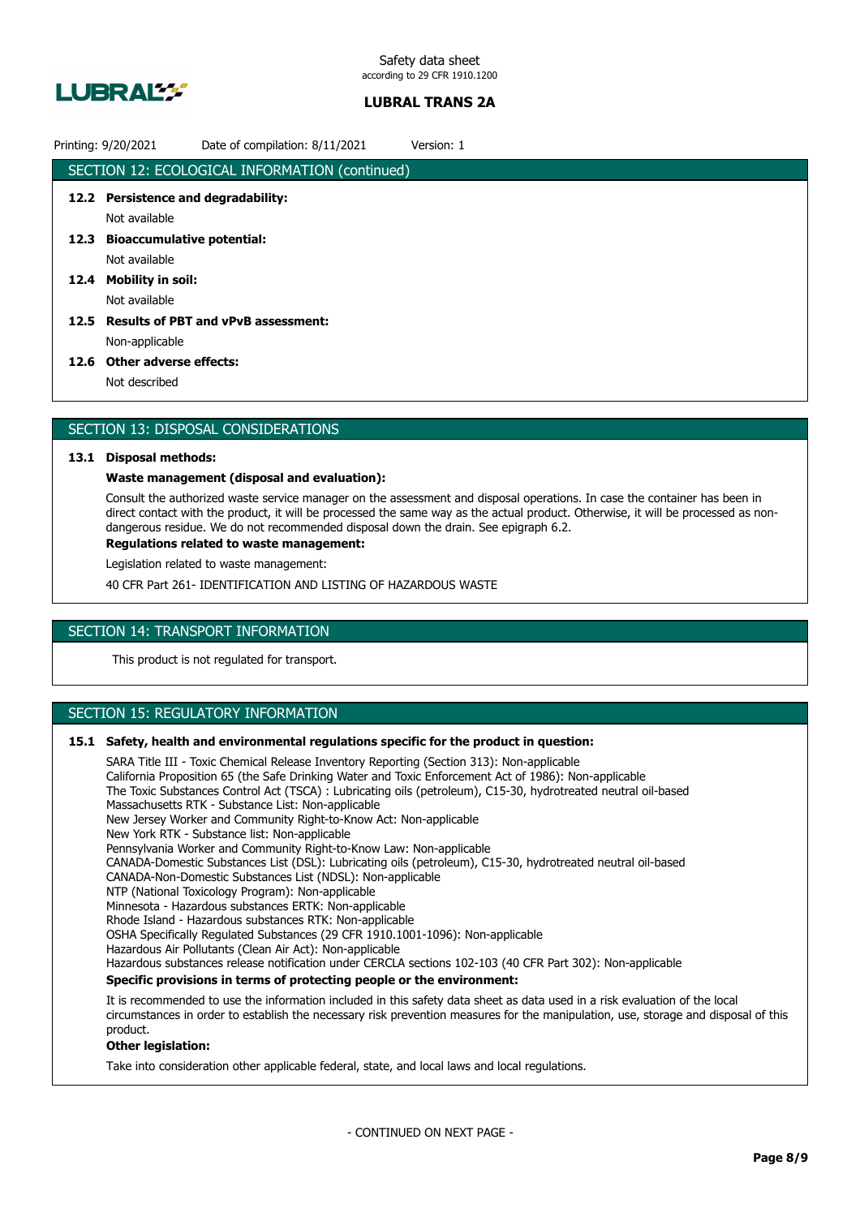## SECTION 12: ECOLOGICAL INFORMATION (continued)

**12.2 Persistence and degradability:**

Not available

**12.3 Bioaccumulative potential:**

Not available

**12.4 Mobility in soil:**

Not available

**12.5 Results of PBT and vPvB assessment:**

Non-applicable

**12.6 Other adverse effects:**

Not described

## SECTION 13: DISPOSAL CONSIDERATIONS

**13.1 Disposal methods:**

**Waste management (disposal and evaluation):**

Consult the authorized waste service manager on the assessment and disposal operations. In case the container has been in direct contact with the product, it will be processed the same way as the actual product. Otherwise, it will be processed as non-dangerous residue. We do not recommended disposal down the drain. See epigraph 6.2.

**Regulations related to waste management:**

Legislation related to waste management:

40 CFR Part 261- IDENTIFICATION AND LISTING OF HAZARDOUS WASTE

## SECTION 14: TRANSPORT INFORMATION

This product is not regulated for transport.

## SECTION 15: REGULATORY INFORMATION

**15.1 Safety, health and environmental regulations specific for the product in question:**

SARA Title III - Toxic Chemical Release Inventory Reporting (Section 313): Non-applicable
California Proposition 65 (the Safe Drinking Water and Toxic Enforcement Act of 1986): Non-applicable
The Toxic Substances Control Act (TSCA) : Lubricating oils (petroleum), C15-30, hydrotreated neutral oil-based
Massachusetts RTK - Substance List: Non-applicable
New Jersey Worker and Community Right-to-Know Act: Non-applicable
New York RTK - Substance list: Non-applicable
Pennsylvania Worker and Community Right-to-Know Law: Non-applicable
CANADA-Domestic Substances List (DSL): Lubricating oils (petroleum), C15-30, hydrotreated neutral oil-based
CANADA-Non-Domestic Substances List (NDSL): Non-applicable
NTP (National Toxicology Program): Non-applicable
Minnesota - Hazardous substances ERTK: Non-applicable
Rhode Island - Hazardous substances RTK: Non-applicable
OSHA Specifically Regulated Substances (29 CFR 1910.1001-1096): Non-applicable
Hazardous Air Pollutants (Clean Air Act): Non-applicable
Hazardous substances release notification under CERCLA sections 102-103 (40 CFR Part 302): Non-applicable

**Specific provisions in terms of protecting people or the environment:**

It is recommended to use the information included in this safety data sheet as data used in a risk evaluation of the local circumstances in order to establish the necessary risk prevention measures for the manipulation, use, storage and disposal of this product.

**Other legislation:**

Take into consideration other applicable federal, state, and local laws and local regulations.

- CONTINUED ON NEXT PAGE -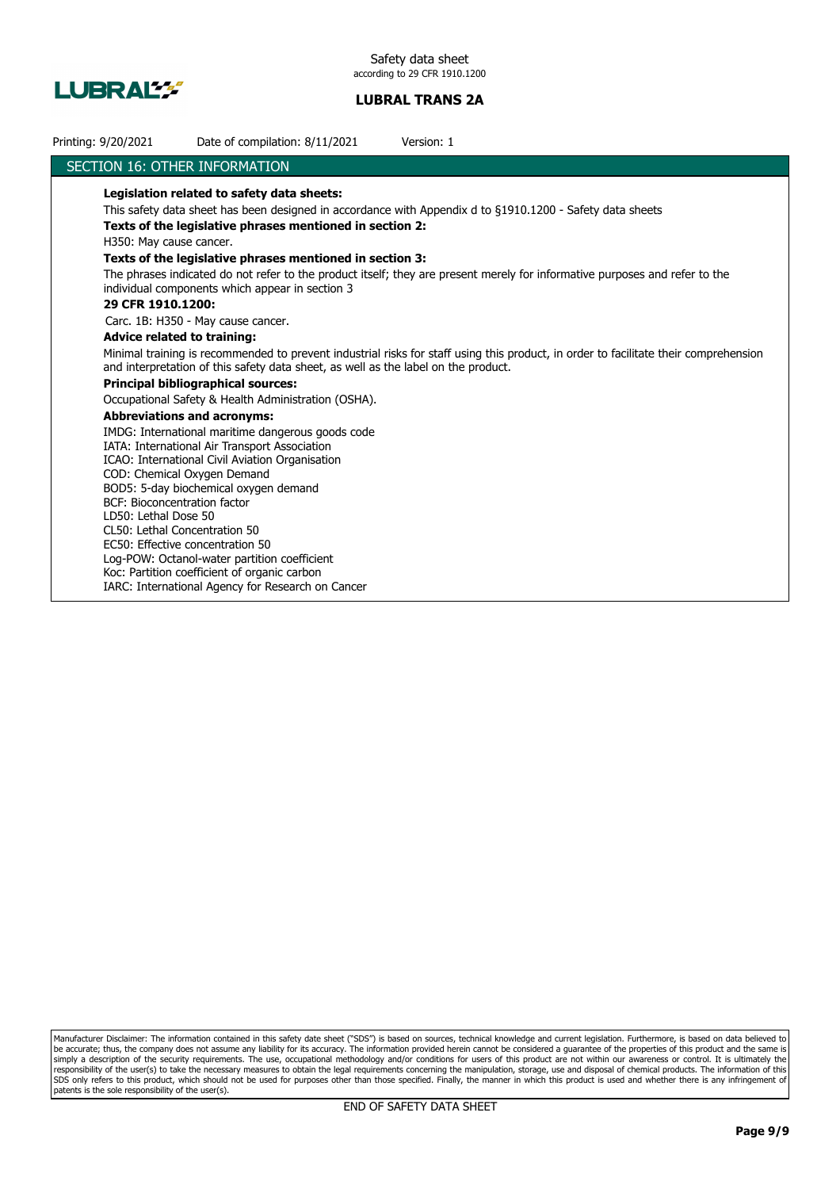## SECTION 16: OTHER INFORMATION

**Legislation related to safety data sheets:**

This safety data sheet has been designed in accordance with Appendix d to §1910.1200 - Safety data sheets

**Texts of the legislative phrases mentioned in section 2:**

H350: May cause cancer.

**Texts of the legislative phrases mentioned in section 3:**

The phrases indicated do not refer to the product itself; they are present merely for informative purposes and refer to the individual components which appear in section 3

**29 CFR 1910.1200:**

Carc. 1B: H350 - May cause cancer.

**Advice related to training:**

Minimal training is recommended to prevent industrial risks for staff using this product, in order to facilitate their comprehension and interpretation of this safety data sheet, as well as the label on the product.

**Principal bibliographical sources:**

Occupational Safety & Health Administration (OSHA).

**Abbreviations and acronyms:**

IMDG: International maritime dangerous goods code
IATA: International Air Transport Association
ICAO: International Civil Aviation Organisation
COD: Chemical Oxygen Demand
BOD5: 5-day biochemical oxygen demand
BCF: Bioconcentration factor
LD50: Lethal Dose 50
CL50: Lethal Concentration 50
EC50: Effective concentration 50
Log-POW: Octanol-water partition coefficient
Koc: Partition coefficient of organic carbon
IARC: International Agency for Research on Cancer

Manufacturer Disclaimer: The information contained in this safety date sheet ("SDS") is based on sources, technical knowledge and current legislation. Furthermore, is based on data believed to be accurate; thus, the company does not assume any liability for its accuracy. The information provided herein cannot be considered a guarantee of the properties of this product and the same is simply a description of the security requirements. The use, occupational methodology and/or conditions for users of this product are not within our awareness or control. It is ultimately the responsibility of the user(s) to take the necessary measures to obtain the legal requirements concerning the manipulation, storage, use and disposal of chemical products. The information of this SDS only refers to this product, which should not be used for purposes other than those specified. Finally, the manner in which this product is used and whether there is any infringement of patents is the sole responsibility of the user(s).

END OF SAFETY DATA SHEET